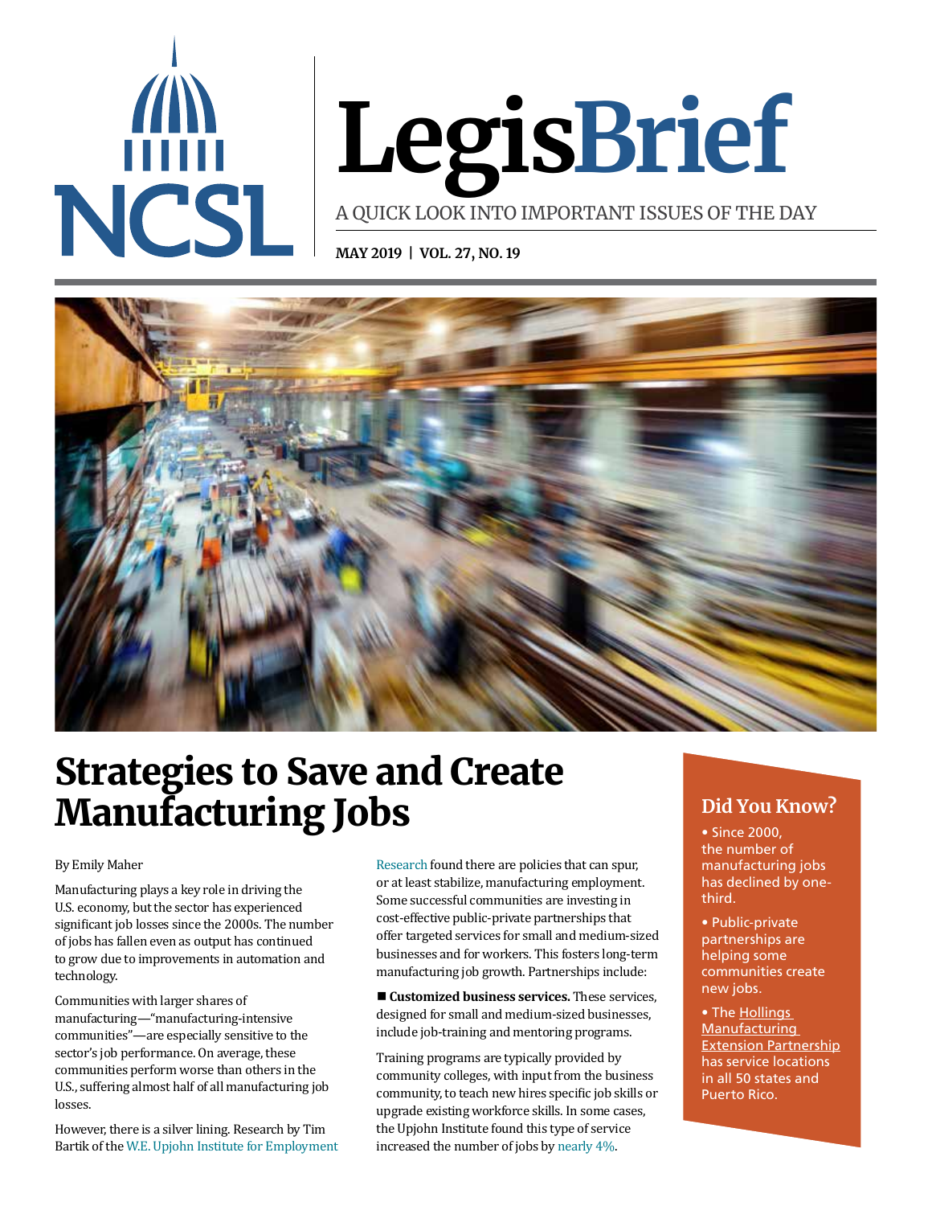# LegisBrief

A QUICK LOOK INTO IMPORTANT ISSUES OF THE DAY

**MAY 2019 | VOL. 27, NO. 19**

# Strategies to Save and Create Manufacturing Jobs

By Emily Maher

Manufacturing plays a key role in driving the U.S. economy, but the sector has experienced significant job losses since the 2000s. The number of jobs has fallen even as output has continued to grow due to improvements in automation and technology.

Communities with larger shares of manufacturing—"manufacturing-intensive communities"—are especially sensitive to the sector's job performance. On average, these communities perform worse than others in the U.S., suffering almost half of all manufacturing job losses.

However, there is a silver lining. Research by Tim Bartik of the W.E. Upjohn Institute for Employment Research found there are policies that can spur, or at least stabilize, manufacturing employment. Some successful communities are investing in cost-effective public-private partnerships that offer targeted services for small and medium-sized businesses and for workers. This fosters long-term manufacturing job growth. Partnerships include:

■ **Customized business services.** These services, designed for small and medium-sized businesses, include job-training and mentoring programs.

Training programs are typically provided by community colleges, with input from the business community, to teach new hires specific job skills or upgrade existing workforce skills. In some cases, the Upjohn Institute found this type of service increased the number of jobs by nearly 4%.

## Did You Know?

- Since 2000, the number of manufacturing jobs has declined by one-third.
- Public-private partnerships are helping some communities create new jobs.
- The Hollings Manufacturing Extension Partnership has service locations in all 50 states and Puerto Rico.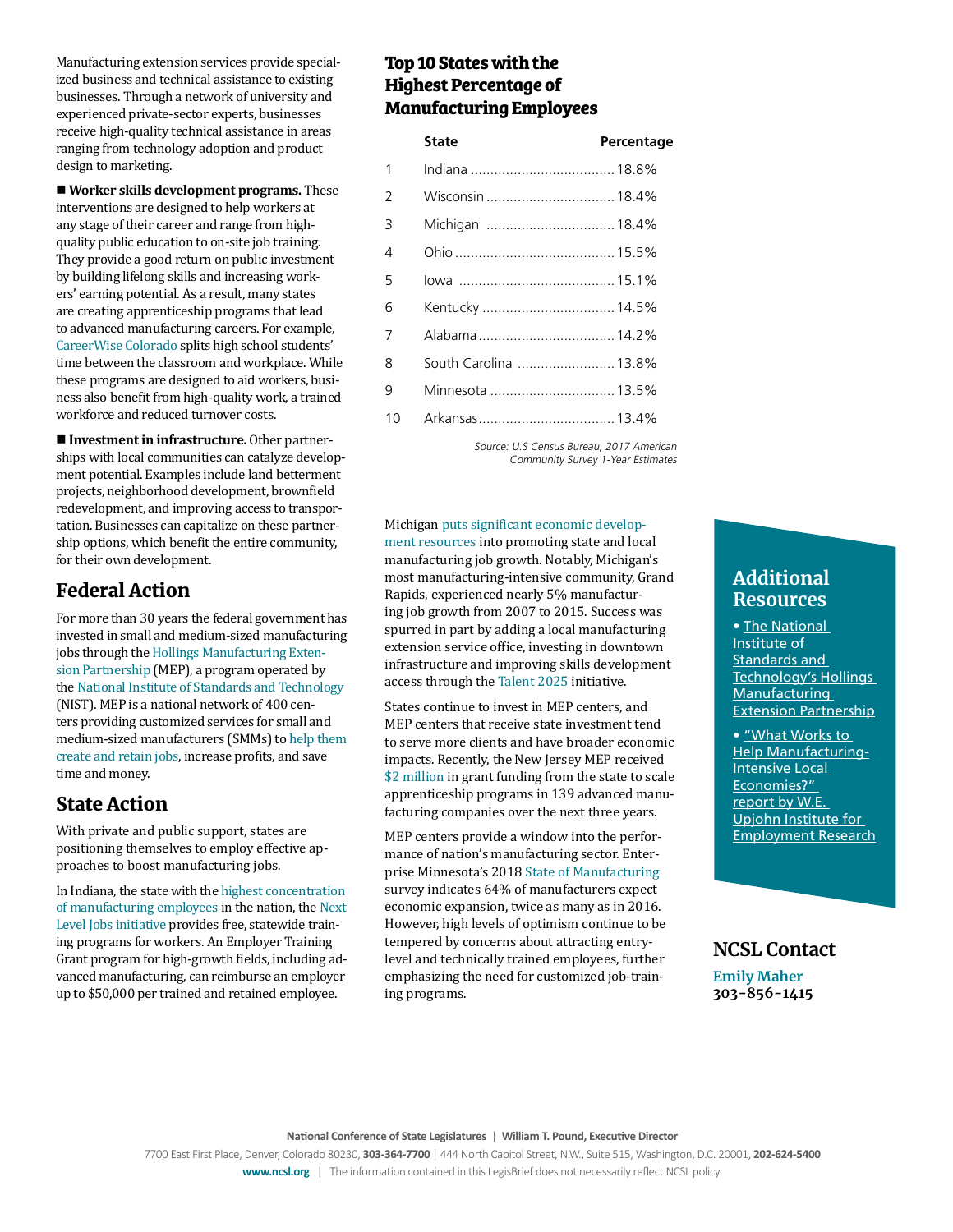Manufacturing extension services provide specialized business and technical assistance to existing businesses. Through a network of university and experienced private-sector experts, businesses receive high-quality technical assistance in areas ranging from technology adoption and product design to marketing.

■ **Worker skills development programs.** These interventions are designed to help workers at any stage of their career and range from high-quality public education to on-site job training. They provide a good return on public investment by building lifelong skills and increasing workers' earning potential. As a result, many states are creating apprenticeship programs that lead to advanced manufacturing careers. For example, CareerWise Colorado splits high school students' time between the classroom and workplace. While these programs are designed to aid workers, business also benefit from high-quality work, a trained workforce and reduced turnover costs.

■ **Investment in infrastructure.** Other partnerships with local communities can catalyze development potential. Examples include land betterment projects, neighborhood development, brownfield redevelopment, and improving access to transportation. Businesses can capitalize on these partnership options, which benefit the entire community, for their own development.

## Federal Action

For more than 30 years the federal government has invested in small and medium-sized manufacturing jobs through the Hollings Manufacturing Extension Partnership (MEP), a program operated by the National Institute of Standards and Technology (NIST). MEP is a national network of 400 centers providing customized services for small and medium-sized manufacturers (SMMs) to help them create and retain jobs, increase profits, and save time and money.

## State Action

With private and public support, states are positioning themselves to employ effective approaches to boost manufacturing jobs.

In Indiana, the state with the highest concentration of manufacturing employees in the nation, the Next Level Jobs initiative provides free, statewide training programs for workers. An Employer Training Grant program for high-growth fields, including advanced manufacturing, can reimburse an employer up to $50,000 per trained and retained employee.

### Top 10 States with the Highest Percentage of Manufacturing Employees

| | State | Percentage |
|---|---|---|
| 1 | Indiana | 18.8% |
| 2 | Wisconsin | 18.4% |
| 3 | Michigan | 18.4% |
| 4 | Ohio | 15.5% |
| 5 | Iowa | 15.1% |
| 6 | Kentucky | 14.5% |
| 7 | Alabama | 14.2% |
| 8 | South Carolina | 13.8% |
| 9 | Minnesota | 13.5% |
| 10 | Arkansas | 13.4% |

*Source: U.S Census Bureau, 2017 American Community Survey 1-Year Estimates*

Michigan puts significant economic development resources into promoting state and local manufacturing job growth. Notably, Michigan's most manufacturing-intensive community, Grand Rapids, experienced nearly 5% manufacturing job growth from 2007 to 2015. Success was spurred in part by adding a local manufacturing extension service office, investing in downtown infrastructure and improving skills development access through the Talent 2025 initiative.

States continue to invest in MEP centers, and MEP centers that receive state investment tend to serve more clients and have broader economic impacts. Recently, the New Jersey MEP received $2 million in grant funding from the state to scale apprenticeship programs in 139 advanced manufacturing companies over the next three years.

MEP centers provide a window into the performance of nation's manufacturing sector. Enterprise Minnesota's 2018 State of Manufacturing survey indicates 64% of manufacturers expect economic expansion, twice as many as in 2016. However, high levels of optimism continue to be tempered by concerns about attracting entry-level and technically trained employees, further emphasizing the need for customized job-training programs.

## Additional Resources

- The National Institute of Standards and Technology's Hollings Manufacturing Extension Partnership
- "What Works to Help Manufacturing-Intensive Local Economies?" report by W.E. Upjohn Institute for Employment Research

## NCSL Contact

**Emily Maher**
**303-856-1415**

**National Conference of State Legislatures** | **William T. Pound, Executive Director**

7700 East First Place, Denver, Colorado 80230, **303-364-7700** | 444 North Capitol Street, N.W., Suite 515, Washington, D.C. 20001, **202-624-5400**

**www.ncsl.org** | The information contained in this LegisBrief does not necessarily reflect NCSL policy.